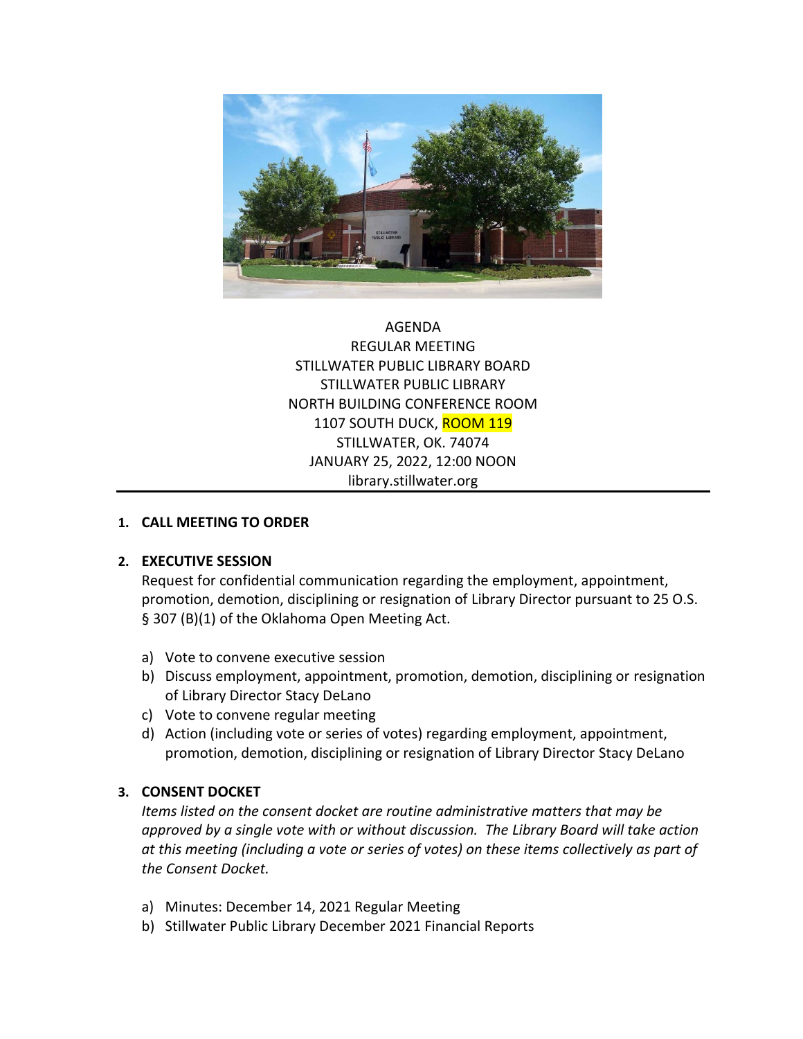AGENDA
REGULAR MEETING
STILLWATER PUBLIC LIBRARY BOARD
STILLWATER PUBLIC LIBRARY
NORTH BUILDING CONFERENCE ROOM
1107 SOUTH DUCK, ROOM 119
STILLWATER, OK. 74074
JANUARY 25, 2022, 12:00 NOON
library.stillwater.org

---

**1. CALL MEETING TO ORDER**

**2. EXECUTIVE SESSION**

Request for confidential communication regarding the employment, appointment, promotion, demotion, disciplining or resignation of Library Director pursuant to 25 O.S. § 307 (B)(1) of the Oklahoma Open Meeting Act.

a) Vote to convene executive session
b) Discuss employment, appointment, promotion, demotion, disciplining or resignation of Library Director Stacy DeLano
c) Vote to convene regular meeting
d) Action (including vote or series of votes) regarding employment, appointment, promotion, demotion, disciplining or resignation of Library Director Stacy DeLano

**3. CONSENT DOCKET**

*Items listed on the consent docket are routine administrative matters that may be approved by a single vote with or without discussion. The Library Board will take action at this meeting (including a vote or series of votes) on these items collectively as part of the Consent Docket.*

a) Minutes: December 14, 2021 Regular Meeting
b) Stillwater Public Library December 2021 Financial Reports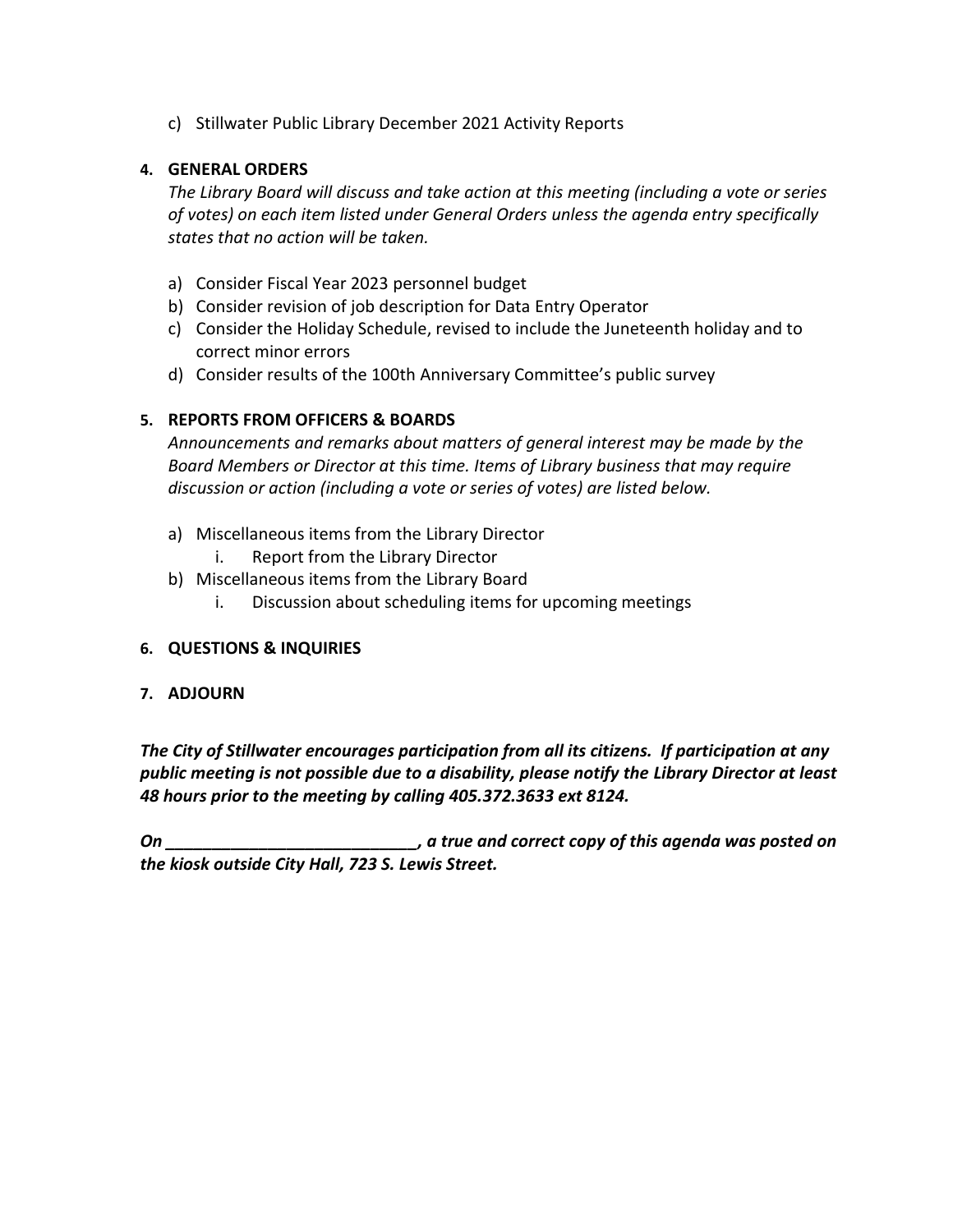c) Stillwater Public Library December 2021 Activity Reports

**4. GENERAL ORDERS**

*The Library Board will discuss and take action at this meeting (including a vote or series of votes) on each item listed under General Orders unless the agenda entry specifically states that no action will be taken.*

a) Consider Fiscal Year 2023 personnel budget
b) Consider revision of job description for Data Entry Operator
c) Consider the Holiday Schedule, revised to include the Juneteenth holiday and to correct minor errors
d) Consider results of the 100th Anniversary Committee's public survey

**5. REPORTS FROM OFFICERS & BOARDS**

*Announcements and remarks about matters of general interest may be made by the Board Members or Director at this time. Items of Library business that may require discussion or action (including a vote or series of votes) are listed below.*

a) Miscellaneous items from the Library Director
   i. Report from the Library Director
b) Miscellaneous items from the Library Board
   i. Discussion about scheduling items for upcoming meetings

**6. QUESTIONS & INQUIRIES**

**7. ADJOURN**

***The City of Stillwater encourages participation from all its citizens. If participation at any public meeting is not possible due to a disability, please notify the Library Director at least 48 hours prior to the meeting by calling 405.372.3633 ext 8124.***

***On ___________________________, a true and correct copy of this agenda was posted on the kiosk outside City Hall, 723 S. Lewis Street.***